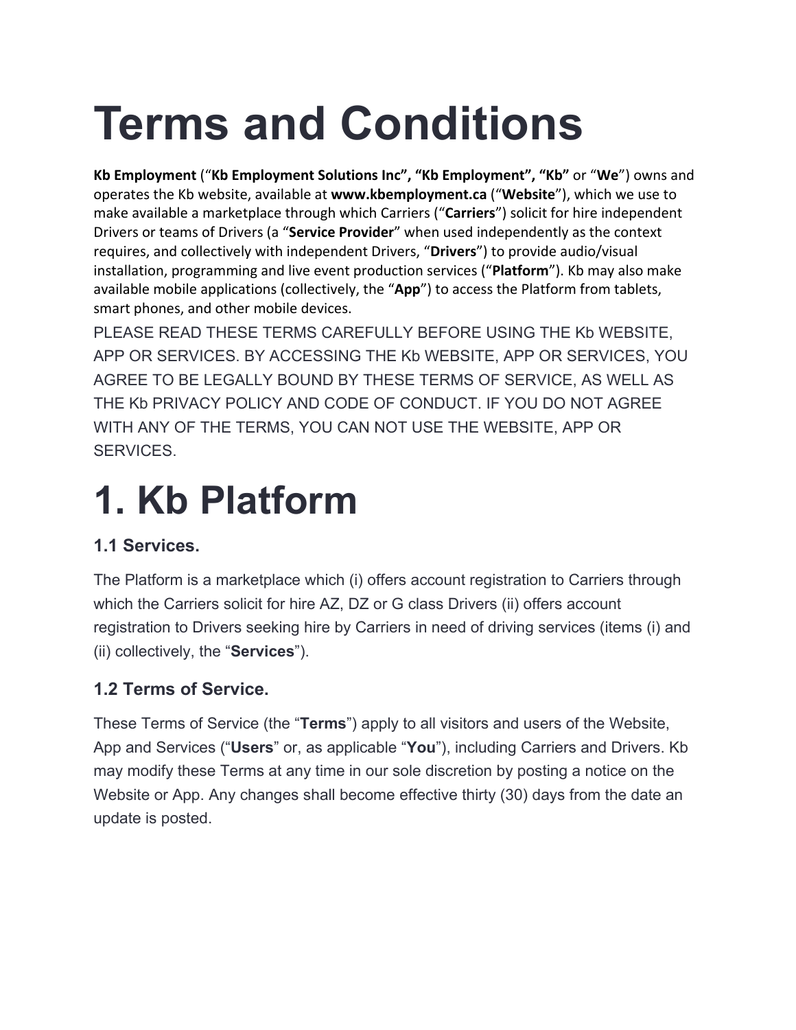# Terms and Conditions

**Kb Employment** (“**Kb Employment Solutions Inc”, “Kb Employment”, “Kb”** or “**We**”) owns and operates the Kb website, available at **www.kbemployment.ca** (“**Website**”), which we use to make available a marketplace through which Carriers (“**Carriers**”) solicit for hire independent Drivers or teams of Drivers (a “**Service Provider**” when used independently as the context requires, and collectively with independent Drivers, “**Drivers**”) to provide audio/visual installation, programming and live event production services (“**Platform**”). Kb may also make available mobile applications (collectively, the “**App**”) to access the Platform from tablets, smart phones, and other mobile devices.

PLEASE READ THESE TERMS CAREFULLY BEFORE USING THE Kb WEBSITE, APP OR SERVICES. BY ACCESSING THE Kb WEBSITE, APP OR SERVICES, YOU AGREE TO BE LEGALLY BOUND BY THESE TERMS OF SERVICE, AS WELL AS THE Kb PRIVACY POLICY AND CODE OF CONDUCT. IF YOU DO NOT AGREE WITH ANY OF THE TERMS, YOU CAN NOT USE THE WEBSITE, APP OR SERVICES.

# 1. Kb Platform

### 1.1 Services.

The Platform is a marketplace which (i) offers account registration to Carriers through which the Carriers solicit for hire AZ, DZ or G class Drivers (ii) offers account registration to Drivers seeking hire by Carriers in need of driving services (items (i) and (ii) collectively, the “**Services**”).

### 1.2 Terms of Service.

These Terms of Service (the “**Terms**”) apply to all visitors and users of the Website, App and Services (“**Users**” or, as applicable “**You**”), including Carriers and Drivers. Kb may modify these Terms at any time in our sole discretion by posting a notice on the Website or App. Any changes shall become effective thirty (30) days from the date an update is posted.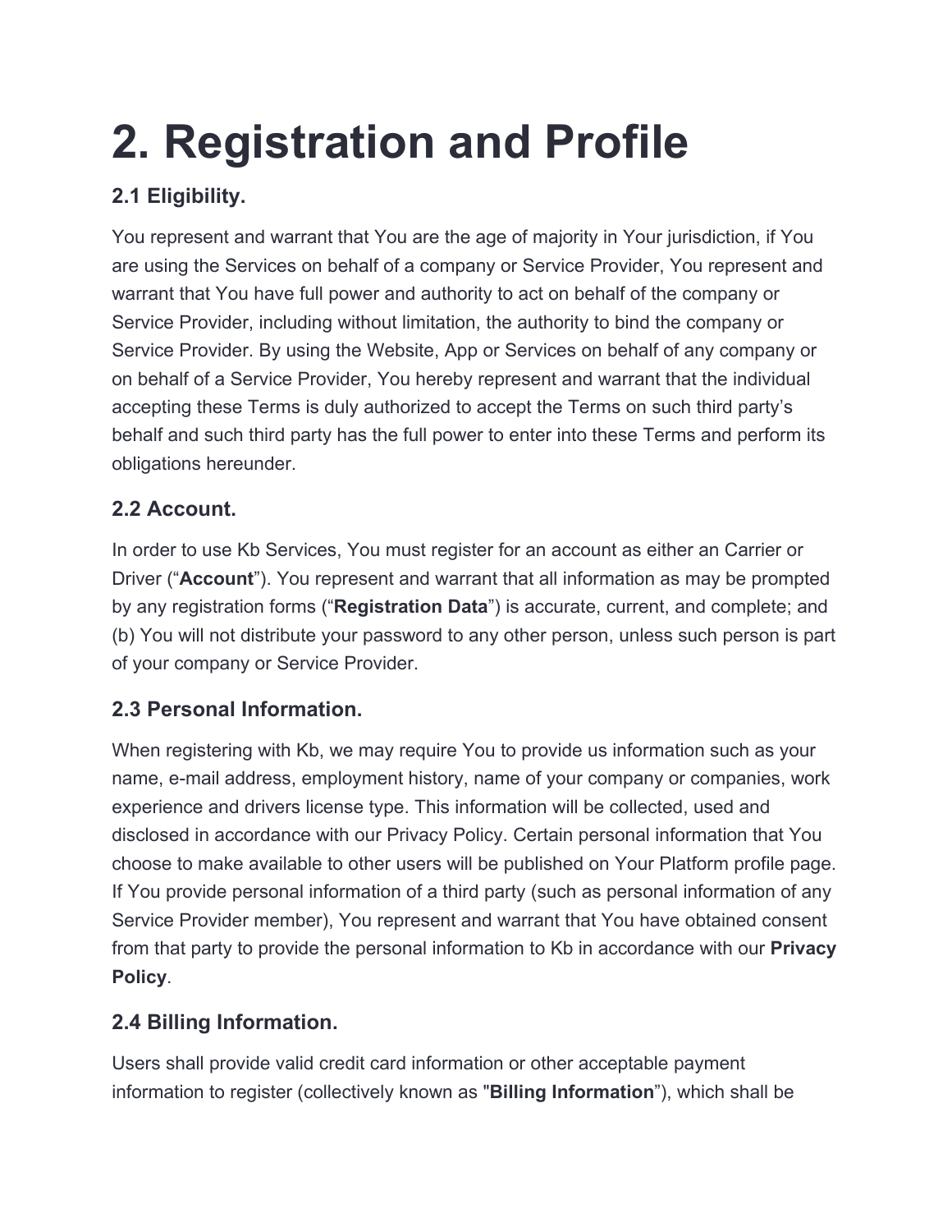# 2. Registration and Profile

### 2.1 Eligibility.

You represent and warrant that You are the age of majority in Your jurisdiction, if You are using the Services on behalf of a company or Service Provider, You represent and warrant that You have full power and authority to act on behalf of the company or Service Provider, including without limitation, the authority to bind the company or Service Provider. By using the Website, App or Services on behalf of any company or on behalf of a Service Provider, You hereby represent and warrant that the individual accepting these Terms is duly authorized to accept the Terms on such third party's behalf and such third party has the full power to enter into these Terms and perform its obligations hereunder.

### 2.2 Account.

In order to use Kb Services, You must register for an account as either an Carrier or Driver ("**Account**"). You represent and warrant that all information as may be prompted by any registration forms ("**Registration Data**") is accurate, current, and complete; and (b) You will not distribute your password to any other person, unless such person is part of your company or Service Provider.

### 2.3 Personal Information.

When registering with Kb, we may require You to provide us information such as your name, e-mail address, employment history, name of your company or companies, work experience and drivers license type. This information will be collected, used and disclosed in accordance with our Privacy Policy. Certain personal information that You choose to make available to other users will be published on Your Platform profile page. If You provide personal information of a third party (such as personal information of any Service Provider member), You represent and warrant that You have obtained consent from that party to provide the personal information to Kb in accordance with our **Privacy Policy**.

### 2.4 Billing Information.

Users shall provide valid credit card information or other acceptable payment information to register (collectively known as "**Billing Information**"), which shall be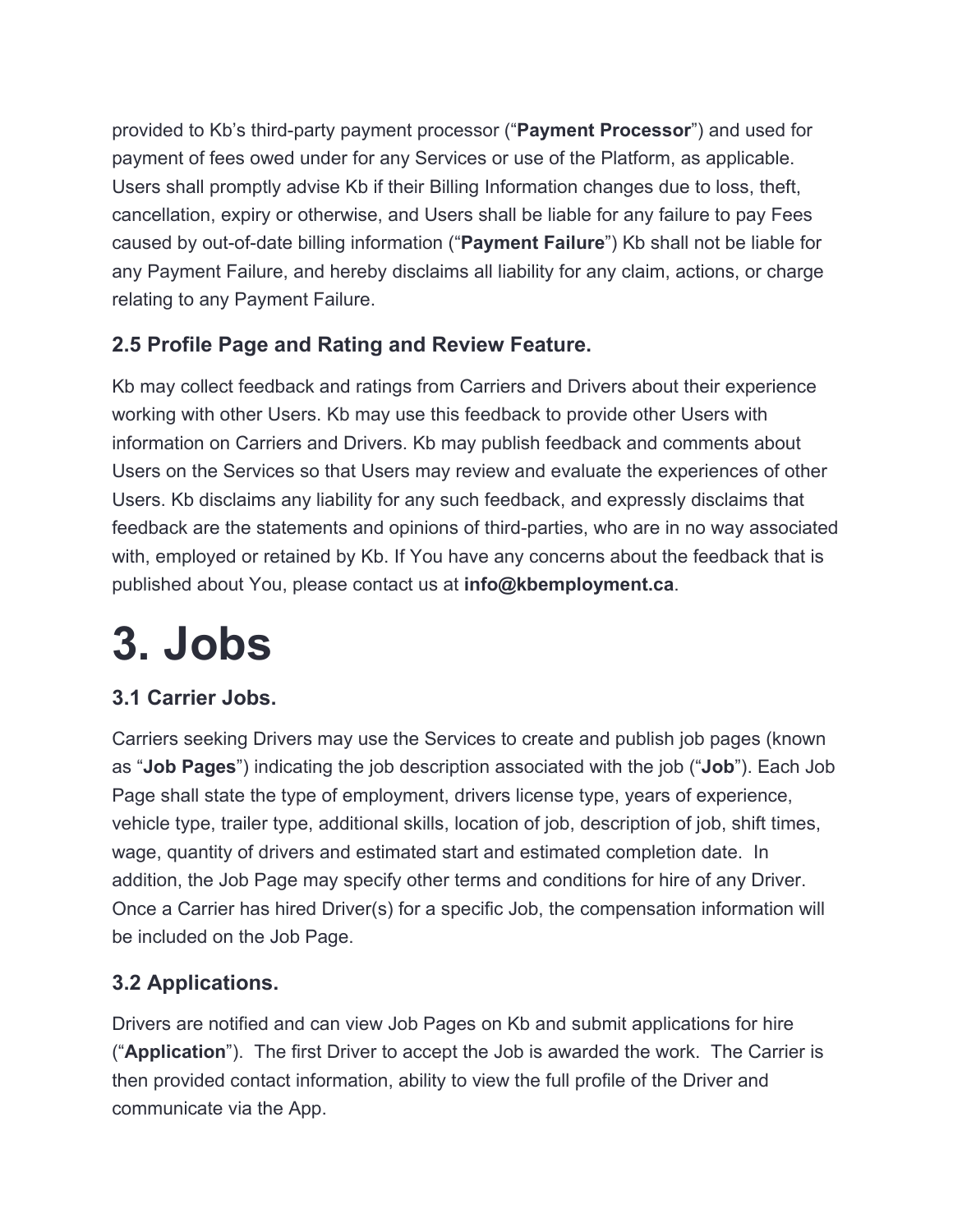provided to Kb's third-party payment processor ("**Payment Processor**") and used for payment of fees owed under for any Services or use of the Platform, as applicable. Users shall promptly advise Kb if their Billing Information changes due to loss, theft, cancellation, expiry or otherwise, and Users shall be liable for any failure to pay Fees caused by out-of-date billing information ("**Payment Failure**") Kb shall not be liable for any Payment Failure, and hereby disclaims all liability for any claim, actions, or charge relating to any Payment Failure.

### 2.5 Profile Page and Rating and Review Feature.

Kb may collect feedback and ratings from Carriers and Drivers about their experience working with other Users. Kb may use this feedback to provide other Users with information on Carriers and Drivers. Kb may publish feedback and comments about Users on the Services so that Users may review and evaluate the experiences of other Users. Kb disclaims any liability for any such feedback, and expressly disclaims that feedback are the statements and opinions of third-parties, who are in no way associated with, employed or retained by Kb. If You have any concerns about the feedback that is published about You, please contact us at **info@kbemployment.ca**.

# 3. Jobs

### 3.1 Carrier Jobs.

Carriers seeking Drivers may use the Services to create and publish job pages (known as "**Job Pages**") indicating the job description associated with the job ("**Job**"). Each Job Page shall state the type of employment, drivers license type, years of experience, vehicle type, trailer type, additional skills, location of job, description of job, shift times, wage, quantity of drivers and estimated start and estimated completion date. In addition, the Job Page may specify other terms and conditions for hire of any Driver. Once a Carrier has hired Driver(s) for a specific Job, the compensation information will be included on the Job Page.

### 3.2 Applications.

Drivers are notified and can view Job Pages on Kb and submit applications for hire ("**Application**"). The first Driver to accept the Job is awarded the work. The Carrier is then provided contact information, ability to view the full profile of the Driver and communicate via the App.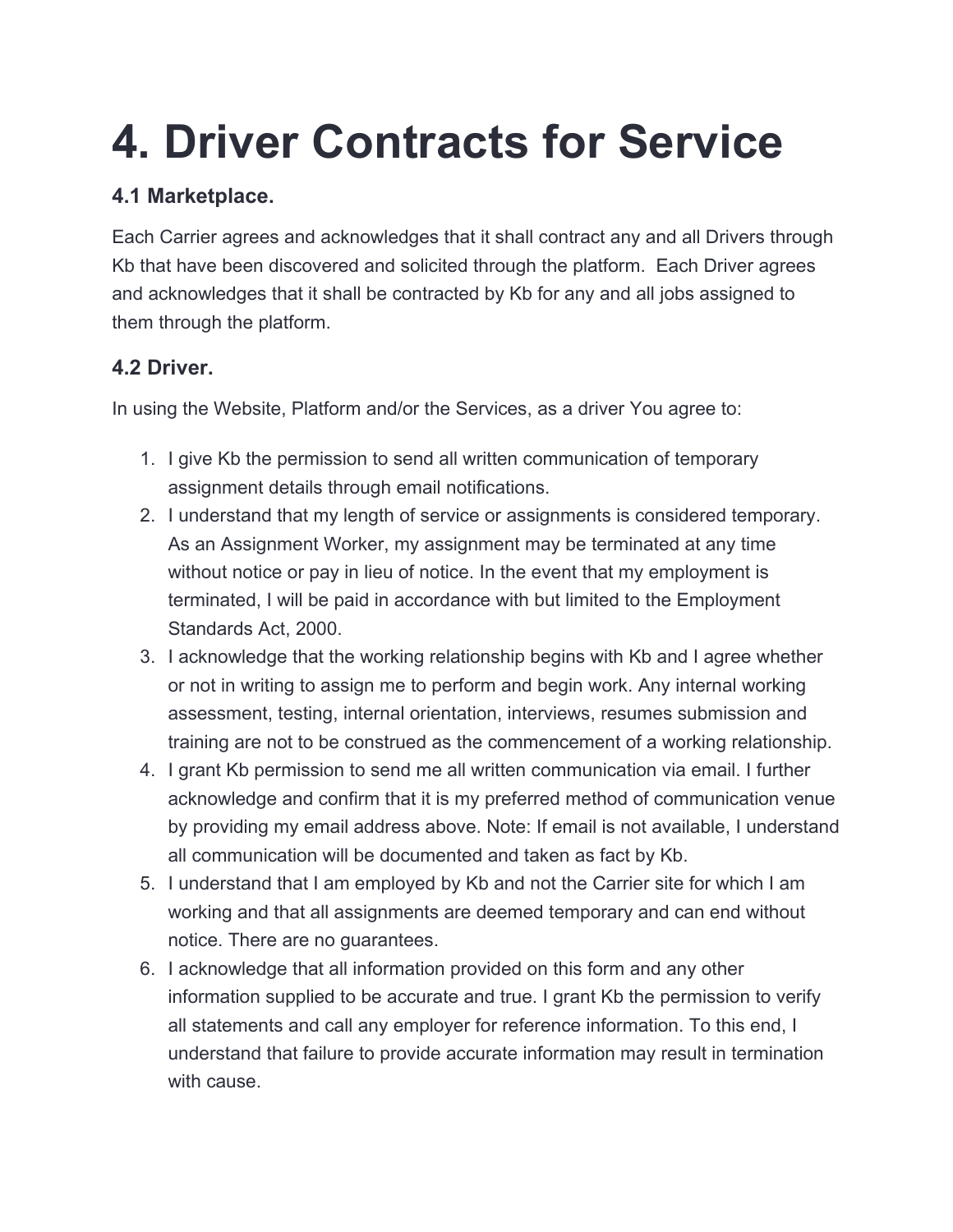# 4. Driver Contracts for Service

### 4.1 Marketplace.

Each Carrier agrees and acknowledges that it shall contract any and all Drivers through Kb that have been discovered and solicited through the platform.  Each Driver agrees and acknowledges that it shall be contracted by Kb for any and all jobs assigned to them through the platform.

### 4.2 Driver.

In using the Website, Platform and/or the Services, as a driver You agree to:

1. I give Kb the permission to send all written communication of temporary assignment details through email notifications.
2. I understand that my length of service or assignments is considered temporary. As an Assignment Worker, my assignment may be terminated at any time without notice or pay in lieu of notice. In the event that my employment is terminated, I will be paid in accordance with but limited to the Employment Standards Act, 2000.
3. I acknowledge that the working relationship begins with Kb and I agree whether or not in writing to assign me to perform and begin work. Any internal working assessment, testing, internal orientation, interviews, resumes submission and training are not to be construed as the commencement of a working relationship.
4. I grant Kb permission to send me all written communication via email. I further acknowledge and confirm that it is my preferred method of communication venue by providing my email address above. Note: If email is not available, I understand all communication will be documented and taken as fact by Kb.
5. I understand that I am employed by Kb and not the Carrier site for which I am working and that all assignments are deemed temporary and can end without notice. There are no guarantees.
6. I acknowledge that all information provided on this form and any other information supplied to be accurate and true. I grant Kb the permission to verify all statements and call any employer for reference information. To this end, I understand that failure to provide accurate information may result in termination with cause.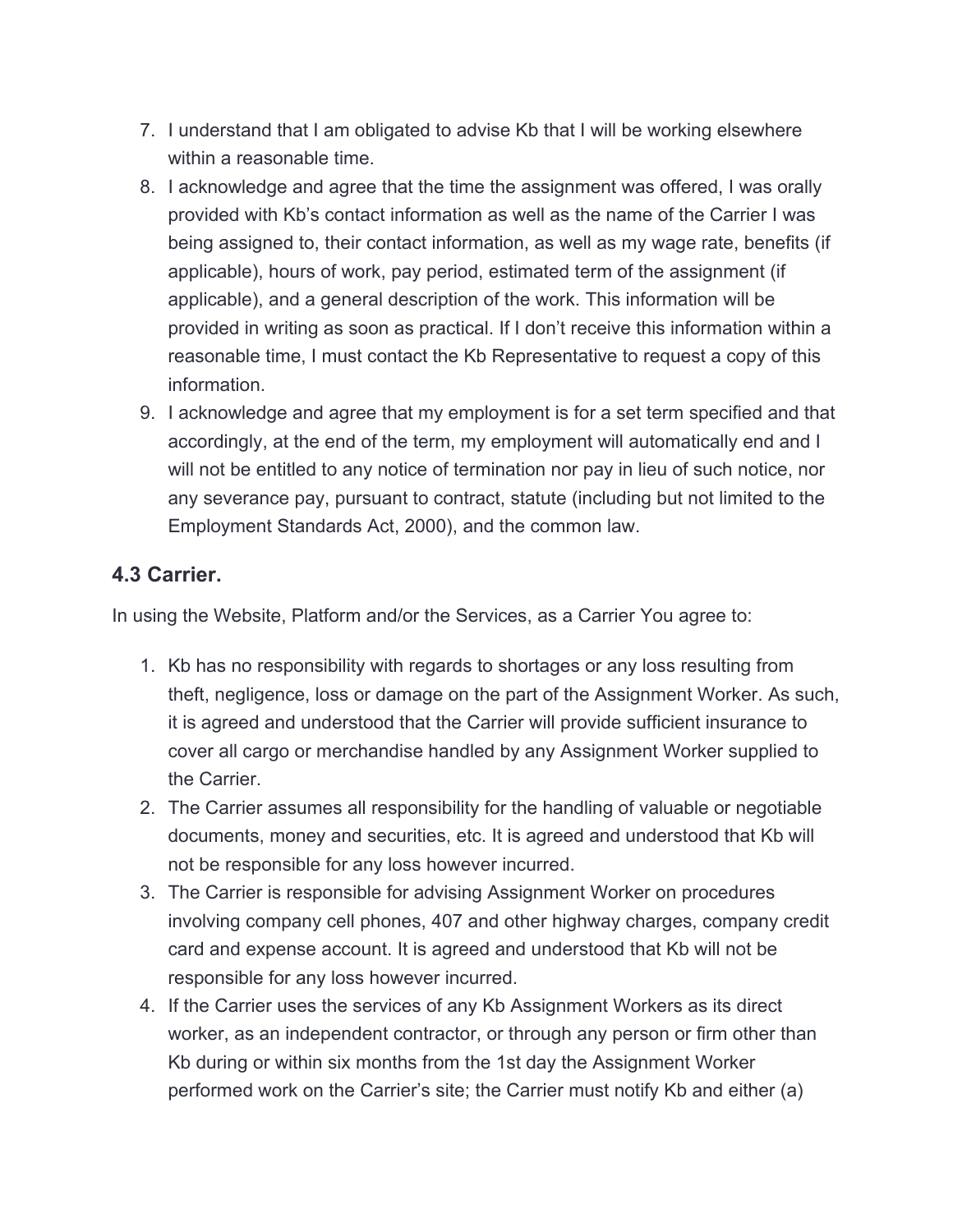7. I understand that I am obligated to advise Kb that I will be working elsewhere within a reasonable time.
8. I acknowledge and agree that the time the assignment was offered, I was orally provided with Kb's contact information as well as the name of the Carrier I was being assigned to, their contact information, as well as my wage rate, benefits (if applicable), hours of work, pay period, estimated term of the assignment (if applicable), and a general description of the work. This information will be provided in writing as soon as practical. If I don't receive this information within a reasonable time, I must contact the Kb Representative to request a copy of this information.
9. I acknowledge and agree that my employment is for a set term specified and that accordingly, at the end of the term, my employment will automatically end and I will not be entitled to any notice of termination nor pay in lieu of such notice, nor any severance pay, pursuant to contract, statute (including but not limited to the Employment Standards Act, 2000), and the common law.

### 4.3 Carrier.

In using the Website, Platform and/or the Services, as a Carrier You agree to:

1. Kb has no responsibility with regards to shortages or any loss resulting from theft, negligence, loss or damage on the part of the Assignment Worker. As such, it is agreed and understood that the Carrier will provide sufficient insurance to cover all cargo or merchandise handled by any Assignment Worker supplied to the Carrier.
2. The Carrier assumes all responsibility for the handling of valuable or negotiable documents, money and securities, etc. It is agreed and understood that Kb will not be responsible for any loss however incurred.
3. The Carrier is responsible for advising Assignment Worker on procedures involving company cell phones, 407 and other highway charges, company credit card and expense account. It is agreed and understood that Kb will not be responsible for any loss however incurred.
4. If the Carrier uses the services of any Kb Assignment Workers as its direct worker, as an independent contractor, or through any person or firm other than Kb during or within six months from the 1st day the Assignment Worker performed work on the Carrier's site; the Carrier must notify Kb and either (a)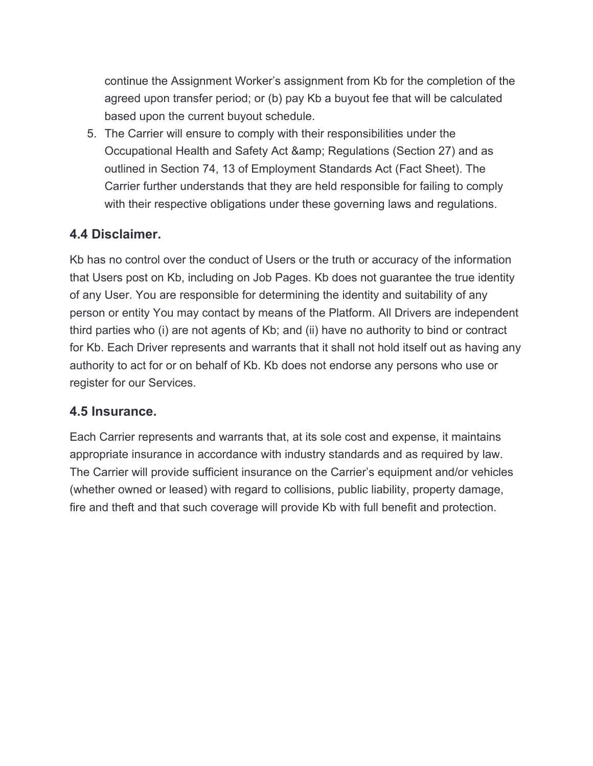continue the Assignment Worker's assignment from Kb for the completion of the agreed upon transfer period; or (b) pay Kb a buyout fee that will be calculated based upon the current buyout schedule.

5. The Carrier will ensure to comply with their responsibilities under the Occupational Health and Safety Act &amp; Regulations (Section 27) and as outlined in Section 74, 13 of Employment Standards Act (Fact Sheet). The Carrier further understands that they are held responsible for failing to comply with their respective obligations under these governing laws and regulations.

### 4.4 Disclaimer.

Kb has no control over the conduct of Users or the truth or accuracy of the information that Users post on Kb, including on Job Pages. Kb does not guarantee the true identity of any User. You are responsible for determining the identity and suitability of any person or entity You may contact by means of the Platform. All Drivers are independent third parties who (i) are not agents of Kb; and (ii) have no authority to bind or contract for Kb. Each Driver represents and warrants that it shall not hold itself out as having any authority to act for or on behalf of Kb. Kb does not endorse any persons who use or register for our Services.

### 4.5 Insurance.

Each Carrier represents and warrants that, at its sole cost and expense, it maintains appropriate insurance in accordance with industry standards and as required by law. The Carrier will provide sufficient insurance on the Carrier's equipment and/or vehicles (whether owned or leased) with regard to collisions, public liability, property damage, fire and theft and that such coverage will provide Kb with full benefit and protection.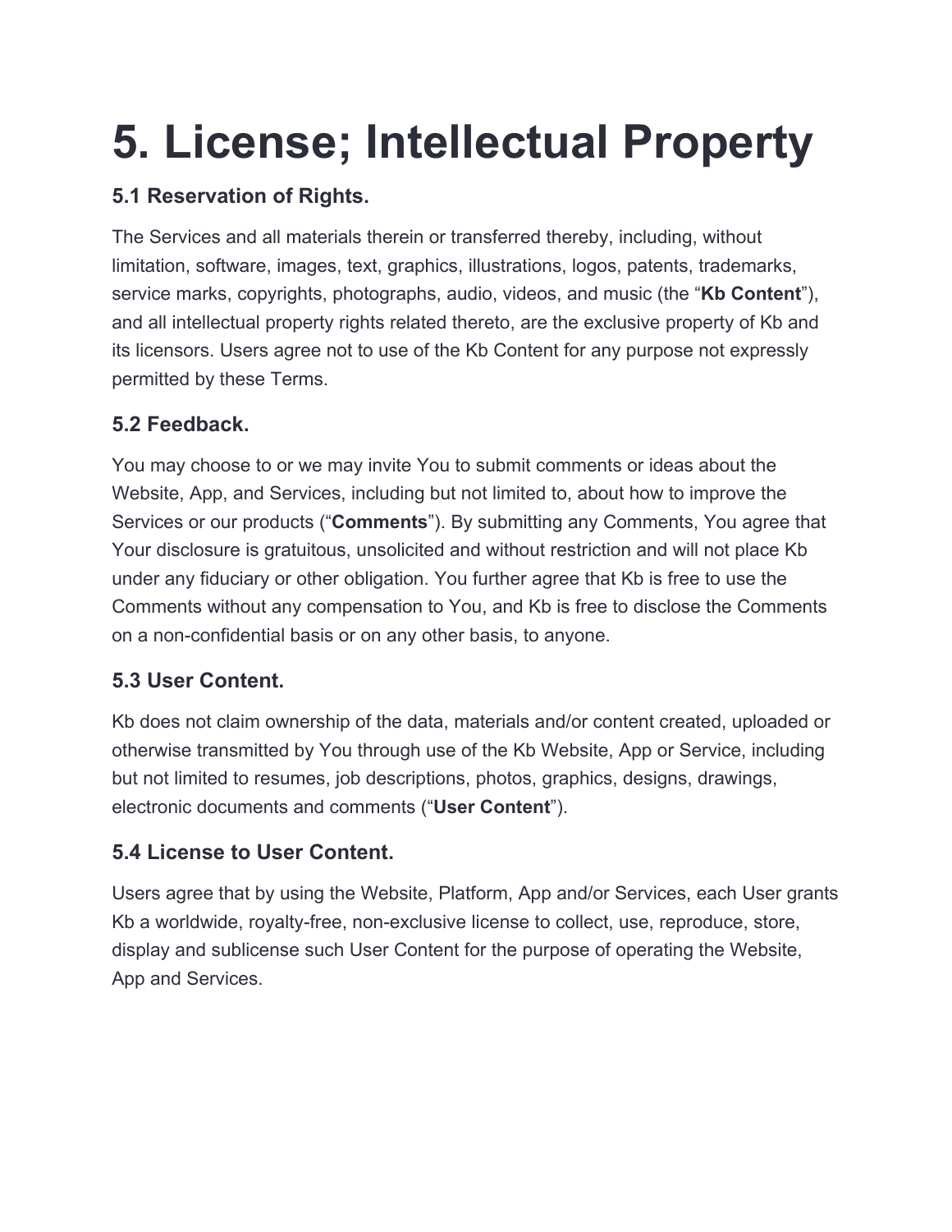# 5. License; Intellectual Property

### 5.1 Reservation of Rights.

The Services and all materials therein or transferred thereby, including, without limitation, software, images, text, graphics, illustrations, logos, patents, trademarks, service marks, copyrights, photographs, audio, videos, and music (the "**Kb Content**"), and all intellectual property rights related thereto, are the exclusive property of Kb and its licensors. Users agree not to use of the Kb Content for any purpose not expressly permitted by these Terms.

### 5.2 Feedback.

You may choose to or we may invite You to submit comments or ideas about the Website, App, and Services, including but not limited to, about how to improve the Services or our products ("**Comments**"). By submitting any Comments, You agree that Your disclosure is gratuitous, unsolicited and without restriction and will not place Kb under any fiduciary or other obligation. You further agree that Kb is free to use the Comments without any compensation to You, and Kb is free to disclose the Comments on a non-confidential basis or on any other basis, to anyone.

### 5.3 User Content.

Kb does not claim ownership of the data, materials and/or content created, uploaded or otherwise transmitted by You through use of the Kb Website, App or Service, including but not limited to resumes, job descriptions, photos, graphics, designs, drawings, electronic documents and comments ("**User Content**").

### 5.4 License to User Content.

Users agree that by using the Website, Platform, App and/or Services, each User grants Kb a worldwide, royalty-free, non-exclusive license to collect, use, reproduce, store, display and sublicense such User Content for the purpose of operating the Website, App and Services.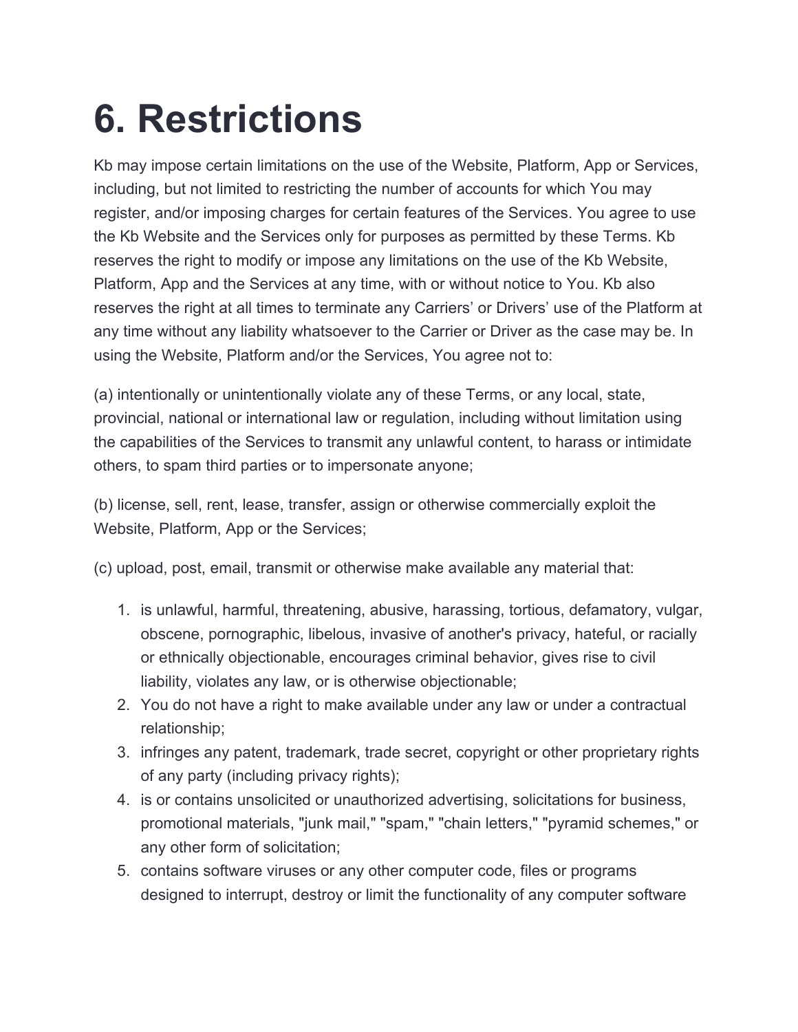# 6. Restrictions

Kb may impose certain limitations on the use of the Website, Platform, App or Services, including, but not limited to restricting the number of accounts for which You may register, and/or imposing charges for certain features of the Services. You agree to use the Kb Website and the Services only for purposes as permitted by these Terms. Kb reserves the right to modify or impose any limitations on the use of the Kb Website, Platform, App and the Services at any time, with or without notice to You. Kb also reserves the right at all times to terminate any Carriers' or Drivers' use of the Platform at any time without any liability whatsoever to the Carrier or Driver as the case may be. In using the Website, Platform and/or the Services, You agree not to:

(a) intentionally or unintentionally violate any of these Terms, or any local, state, provincial, national or international law or regulation, including without limitation using the capabilities of the Services to transmit any unlawful content, to harass or intimidate others, to spam third parties or to impersonate anyone;

(b) license, sell, rent, lease, transfer, assign or otherwise commercially exploit the Website, Platform, App or the Services;

(c) upload, post, email, transmit or otherwise make available any material that:

1. is unlawful, harmful, threatening, abusive, harassing, tortious, defamatory, vulgar, obscene, pornographic, libelous, invasive of another's privacy, hateful, or racially or ethnically objectionable, encourages criminal behavior, gives rise to civil liability, violates any law, or is otherwise objectionable;
2. You do not have a right to make available under any law or under a contractual relationship;
3. infringes any patent, trademark, trade secret, copyright or other proprietary rights of any party (including privacy rights);
4. is or contains unsolicited or unauthorized advertising, solicitations for business, promotional materials, "junk mail," "spam," "chain letters," "pyramid schemes," or any other form of solicitation;
5. contains software viruses or any other computer code, files or programs designed to interrupt, destroy or limit the functionality of any computer software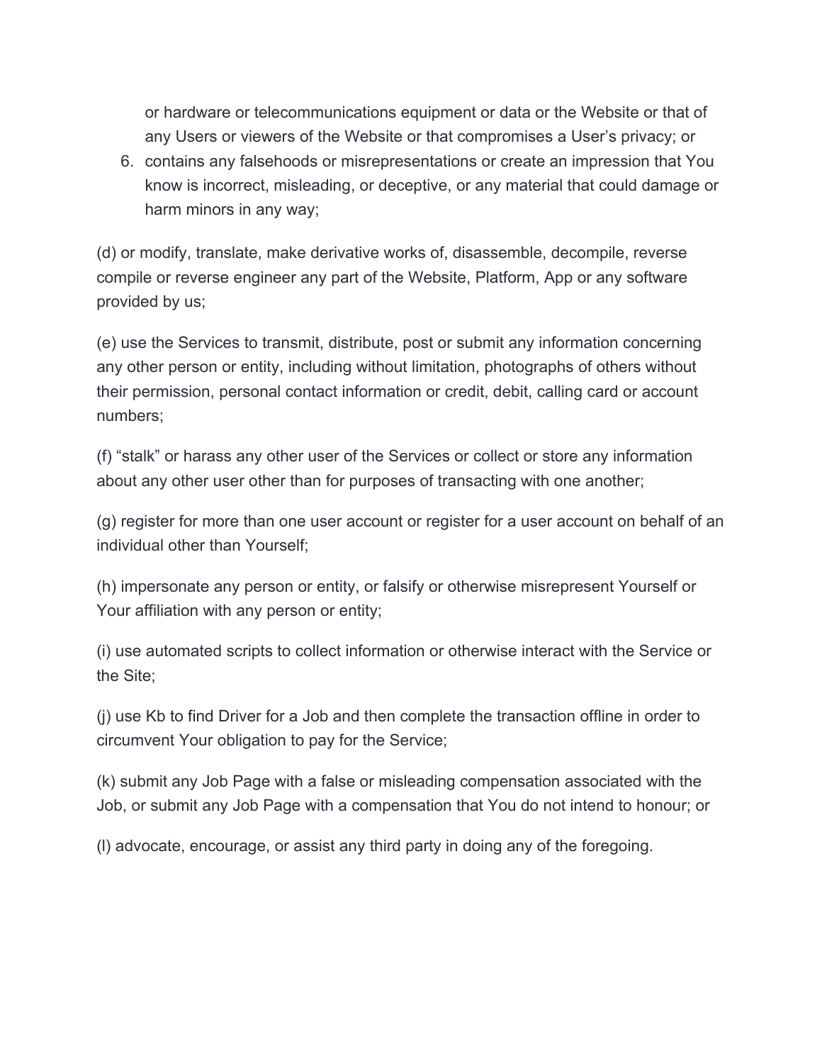or hardware or telecommunications equipment or data or the Website or that of any Users or viewers of the Website or that compromises a User's privacy; or

6. contains any falsehoods or misrepresentations or create an impression that You know is incorrect, misleading, or deceptive, or any material that could damage or harm minors in any way;

(d) or modify, translate, make derivative works of, disassemble, decompile, reverse compile or reverse engineer any part of the Website, Platform, App or any software provided by us;

(e) use the Services to transmit, distribute, post or submit any information concerning any other person or entity, including without limitation, photographs of others without their permission, personal contact information or credit, debit, calling card or account numbers;

(f) "stalk" or harass any other user of the Services or collect or store any information about any other user other than for purposes of transacting with one another;

(g) register for more than one user account or register for a user account on behalf of an individual other than Yourself;

(h) impersonate any person or entity, or falsify or otherwise misrepresent Yourself or Your affiliation with any person or entity;

(i) use automated scripts to collect information or otherwise interact with the Service or the Site;

(j) use Kb to find Driver for a Job and then complete the transaction offline in order to circumvent Your obligation to pay for the Service;

(k) submit any Job Page with a false or misleading compensation associated with the Job, or submit any Job Page with a compensation that You do not intend to honour; or

(l) advocate, encourage, or assist any third party in doing any of the foregoing.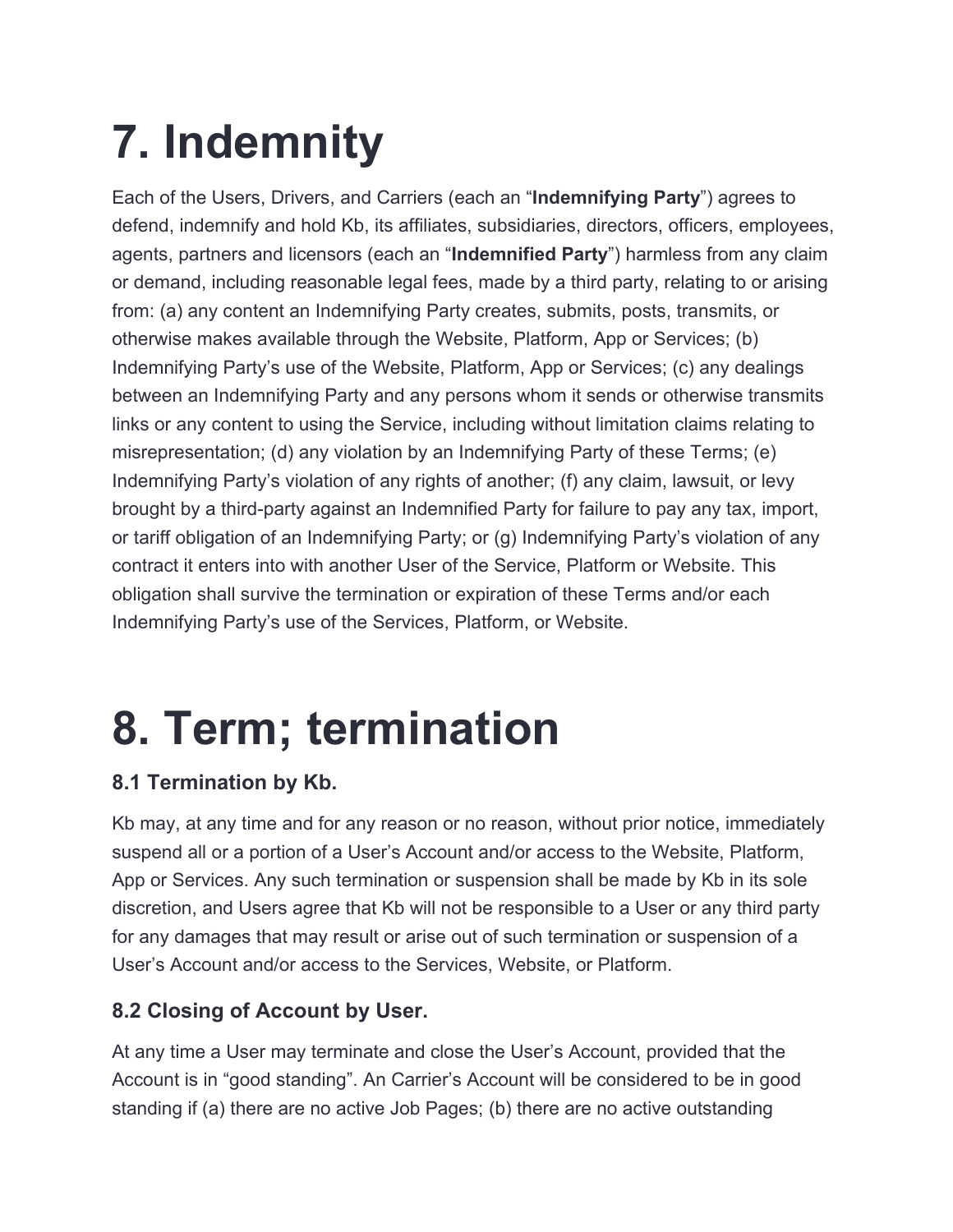# 7. Indemnity

Each of the Users, Drivers, and Carriers (each an "**Indemnifying Party**") agrees to defend, indemnify and hold Kb, its affiliates, subsidiaries, directors, officers, employees, agents, partners and licensors (each an "**Indemnified Party**") harmless from any claim or demand, including reasonable legal fees, made by a third party, relating to or arising from: (a) any content an Indemnifying Party creates, submits, posts, transmits, or otherwise makes available through the Website, Platform, App or Services; (b) Indemnifying Party's use of the Website, Platform, App or Services; (c) any dealings between an Indemnifying Party and any persons whom it sends or otherwise transmits links or any content to using the Service, including without limitation claims relating to misrepresentation; (d) any violation by an Indemnifying Party of these Terms; (e) Indemnifying Party's violation of any rights of another; (f) any claim, lawsuit, or levy brought by a third-party against an Indemnified Party for failure to pay any tax, import, or tariff obligation of an Indemnifying Party; or (g) Indemnifying Party's violation of any contract it enters into with another User of the Service, Platform or Website. This obligation shall survive the termination or expiration of these Terms and/or each Indemnifying Party's use of the Services, Platform, or Website.

# 8. Term; termination

### 8.1 Termination by Kb.

Kb may, at any time and for any reason or no reason, without prior notice, immediately suspend all or a portion of a User's Account and/or access to the Website, Platform, App or Services. Any such termination or suspension shall be made by Kb in its sole discretion, and Users agree that Kb will not be responsible to a User or any third party for any damages that may result or arise out of such termination or suspension of a User's Account and/or access to the Services, Website, or Platform.

### 8.2 Closing of Account by User.

At any time a User may terminate and close the User's Account, provided that the Account is in "good standing". An Carrier's Account will be considered to be in good standing if (a) there are no active Job Pages; (b) there are no active outstanding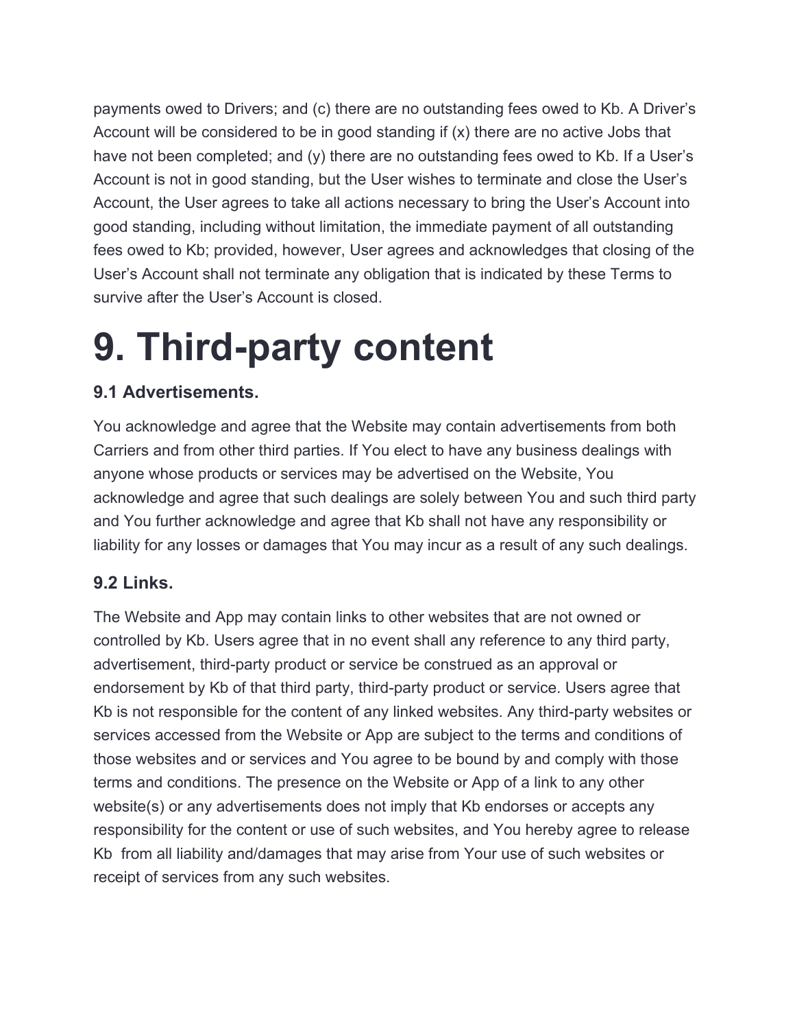payments owed to Drivers; and (c) there are no outstanding fees owed to Kb. A Driver's Account will be considered to be in good standing if (x) there are no active Jobs that have not been completed; and (y) there are no outstanding fees owed to Kb. If a User's Account is not in good standing, but the User wishes to terminate and close the User's Account, the User agrees to take all actions necessary to bring the User's Account into good standing, including without limitation, the immediate payment of all outstanding fees owed to Kb; provided, however, User agrees and acknowledges that closing of the User's Account shall not terminate any obligation that is indicated by these Terms to survive after the User's Account is closed.

# 9. Third-party content

### 9.1 Advertisements.

You acknowledge and agree that the Website may contain advertisements from both Carriers and from other third parties. If You elect to have any business dealings with anyone whose products or services may be advertised on the Website, You acknowledge and agree that such dealings are solely between You and such third party and You further acknowledge and agree that Kb shall not have any responsibility or liability for any losses or damages that You may incur as a result of any such dealings.

### 9.2 Links.

The Website and App may contain links to other websites that are not owned or controlled by Kb. Users agree that in no event shall any reference to any third party, advertisement, third-party product or service be construed as an approval or endorsement by Kb of that third party, third-party product or service. Users agree that Kb is not responsible for the content of any linked websites. Any third-party websites or services accessed from the Website or App are subject to the terms and conditions of those websites and or services and You agree to be bound by and comply with those terms and conditions. The presence on the Website or App of a link to any other website(s) or any advertisements does not imply that Kb endorses or accepts any responsibility for the content or use of such websites, and You hereby agree to release Kb from all liability and/damages that may arise from Your use of such websites or receipt of services from any such websites.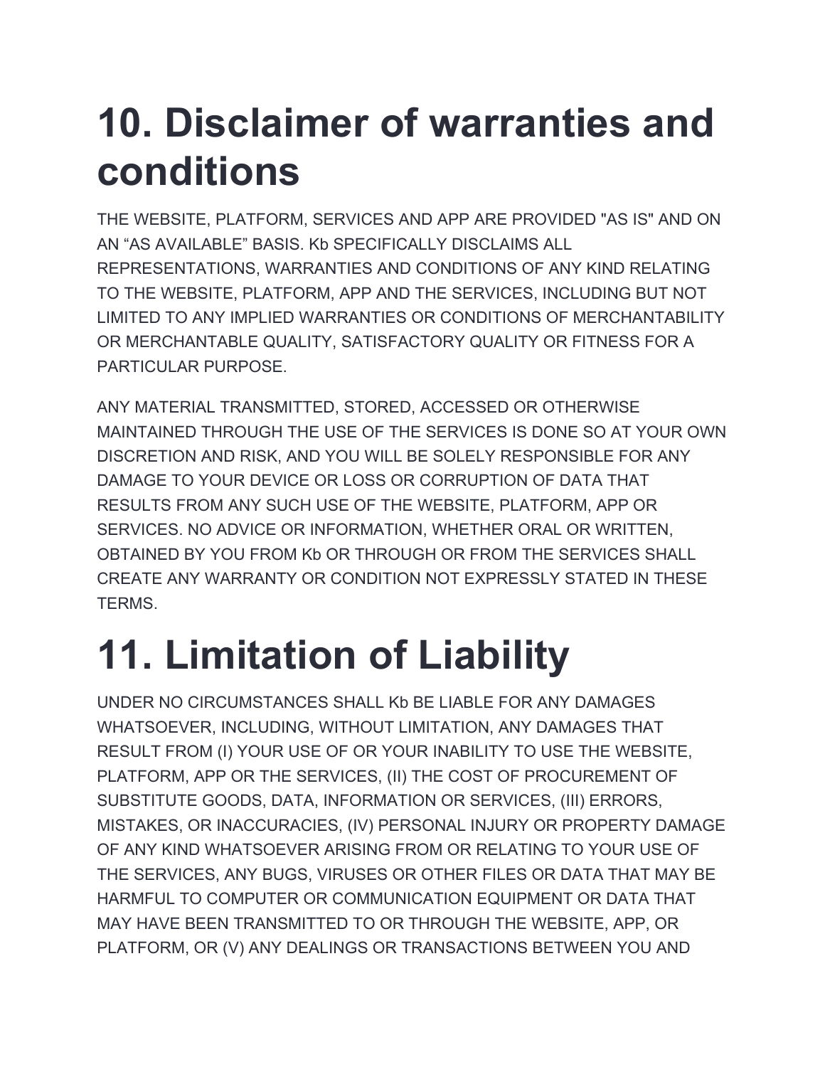# 10. Disclaimer of warranties and conditions

THE WEBSITE, PLATFORM, SERVICES AND APP ARE PROVIDED "AS IS" AND ON AN “AS AVAILABLE” BASIS. Kb SPECIFICALLY DISCLAIMS ALL REPRESENTATIONS, WARRANTIES AND CONDITIONS OF ANY KIND RELATING TO THE WEBSITE, PLATFORM, APP AND THE SERVICES, INCLUDING BUT NOT LIMITED TO ANY IMPLIED WARRANTIES OR CONDITIONS OF MERCHANTABILITY OR MERCHANTABLE QUALITY, SATISFACTORY QUALITY OR FITNESS FOR A PARTICULAR PURPOSE.

ANY MATERIAL TRANSMITTED, STORED, ACCESSED OR OTHERWISE MAINTAINED THROUGH THE USE OF THE SERVICES IS DONE SO AT YOUR OWN DISCRETION AND RISK, AND YOU WILL BE SOLELY RESPONSIBLE FOR ANY DAMAGE TO YOUR DEVICE OR LOSS OR CORRUPTION OF DATA THAT RESULTS FROM ANY SUCH USE OF THE WEBSITE, PLATFORM, APP OR SERVICES. NO ADVICE OR INFORMATION, WHETHER ORAL OR WRITTEN, OBTAINED BY YOU FROM Kb OR THROUGH OR FROM THE SERVICES SHALL CREATE ANY WARRANTY OR CONDITION NOT EXPRESSLY STATED IN THESE TERMS.

# 11. Limitation of Liability

UNDER NO CIRCUMSTANCES SHALL Kb BE LIABLE FOR ANY DAMAGES WHATSOEVER, INCLUDING, WITHOUT LIMITATION, ANY DAMAGES THAT RESULT FROM (I) YOUR USE OF OR YOUR INABILITY TO USE THE WEBSITE, PLATFORM, APP OR THE SERVICES, (II) THE COST OF PROCUREMENT OF SUBSTITUTE GOODS, DATA, INFORMATION OR SERVICES, (III) ERRORS, MISTAKES, OR INACCURACIES, (IV) PERSONAL INJURY OR PROPERTY DAMAGE OF ANY KIND WHATSOEVER ARISING FROM OR RELATING TO YOUR USE OF THE SERVICES, ANY BUGS, VIRUSES OR OTHER FILES OR DATA THAT MAY BE HARMFUL TO COMPUTER OR COMMUNICATION EQUIPMENT OR DATA THAT MAY HAVE BEEN TRANSMITTED TO OR THROUGH THE WEBSITE, APP, OR PLATFORM, OR (V) ANY DEALINGS OR TRANSACTIONS BETWEEN YOU AND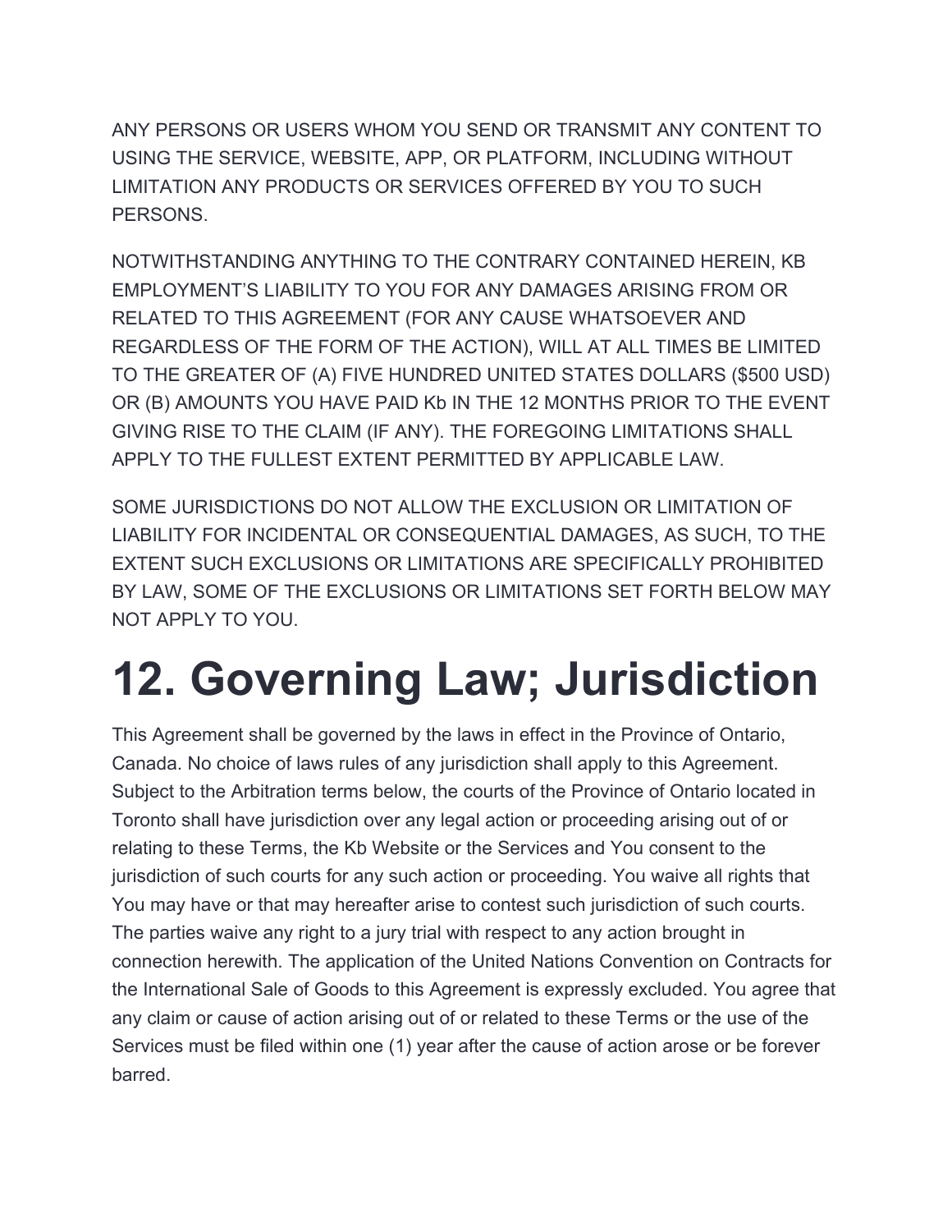ANY PERSONS OR USERS WHOM YOU SEND OR TRANSMIT ANY CONTENT TO USING THE SERVICE, WEBSITE, APP, OR PLATFORM, INCLUDING WITHOUT LIMITATION ANY PRODUCTS OR SERVICES OFFERED BY YOU TO SUCH PERSONS.

NOTWITHSTANDING ANYTHING TO THE CONTRARY CONTAINED HEREIN, KB EMPLOYMENT'S LIABILITY TO YOU FOR ANY DAMAGES ARISING FROM OR RELATED TO THIS AGREEMENT (FOR ANY CAUSE WHATSOEVER AND REGARDLESS OF THE FORM OF THE ACTION), WILL AT ALL TIMES BE LIMITED TO THE GREATER OF (A) FIVE HUNDRED UNITED STATES DOLLARS ($500 USD) OR (B) AMOUNTS YOU HAVE PAID Kb IN THE 12 MONTHS PRIOR TO THE EVENT GIVING RISE TO THE CLAIM (IF ANY). THE FOREGOING LIMITATIONS SHALL APPLY TO THE FULLEST EXTENT PERMITTED BY APPLICABLE LAW.

SOME JURISDICTIONS DO NOT ALLOW THE EXCLUSION OR LIMITATION OF LIABILITY FOR INCIDENTAL OR CONSEQUENTIAL DAMAGES, AS SUCH, TO THE EXTENT SUCH EXCLUSIONS OR LIMITATIONS ARE SPECIFICALLY PROHIBITED BY LAW, SOME OF THE EXCLUSIONS OR LIMITATIONS SET FORTH BELOW MAY NOT APPLY TO YOU.

# 12. Governing Law; Jurisdiction

This Agreement shall be governed by the laws in effect in the Province of Ontario, Canada. No choice of laws rules of any jurisdiction shall apply to this Agreement. Subject to the Arbitration terms below, the courts of the Province of Ontario located in Toronto shall have jurisdiction over any legal action or proceeding arising out of or relating to these Terms, the Kb Website or the Services and You consent to the jurisdiction of such courts for any such action or proceeding. You waive all rights that You may have or that may hereafter arise to contest such jurisdiction of such courts. The parties waive any right to a jury trial with respect to any action brought in connection herewith. The application of the United Nations Convention on Contracts for the International Sale of Goods to this Agreement is expressly excluded. You agree that any claim or cause of action arising out of or related to these Terms or the use of the Services must be filed within one (1) year after the cause of action arose or be forever barred.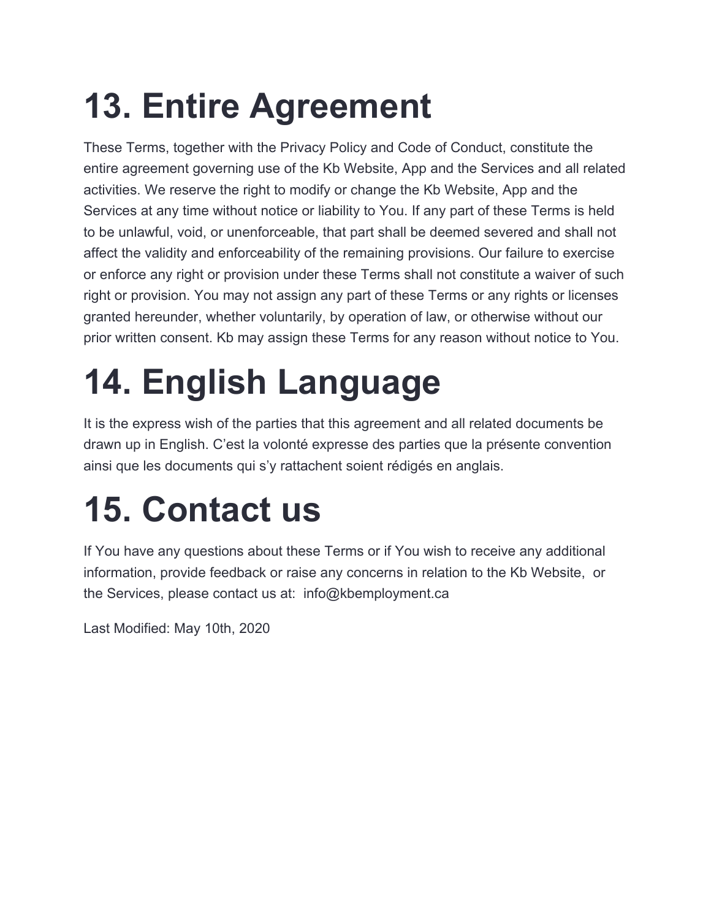# 13. Entire Agreement

These Terms, together with the Privacy Policy and Code of Conduct, constitute the entire agreement governing use of the Kb Website, App and the Services and all related activities. We reserve the right to modify or change the Kb Website, App and the Services at any time without notice or liability to You. If any part of these Terms is held to be unlawful, void, or unenforceable, that part shall be deemed severed and shall not affect the validity and enforceability of the remaining provisions. Our failure to exercise or enforce any right or provision under these Terms shall not constitute a waiver of such right or provision. You may not assign any part of these Terms or any rights or licenses granted hereunder, whether voluntarily, by operation of law, or otherwise without our prior written consent. Kb may assign these Terms for any reason without notice to You.

# 14. English Language

It is the express wish of the parties that this agreement and all related documents be drawn up in English. C'est la volonté expresse des parties que la présente convention ainsi que les documents qui s'y rattachent soient rédigés en anglais.

# 15. Contact us

If You have any questions about these Terms or if You wish to receive any additional information, provide feedback or raise any concerns in relation to the Kb Website, or the Services, please contact us at: info@kbemployment.ca

Last Modified: May 10th, 2020